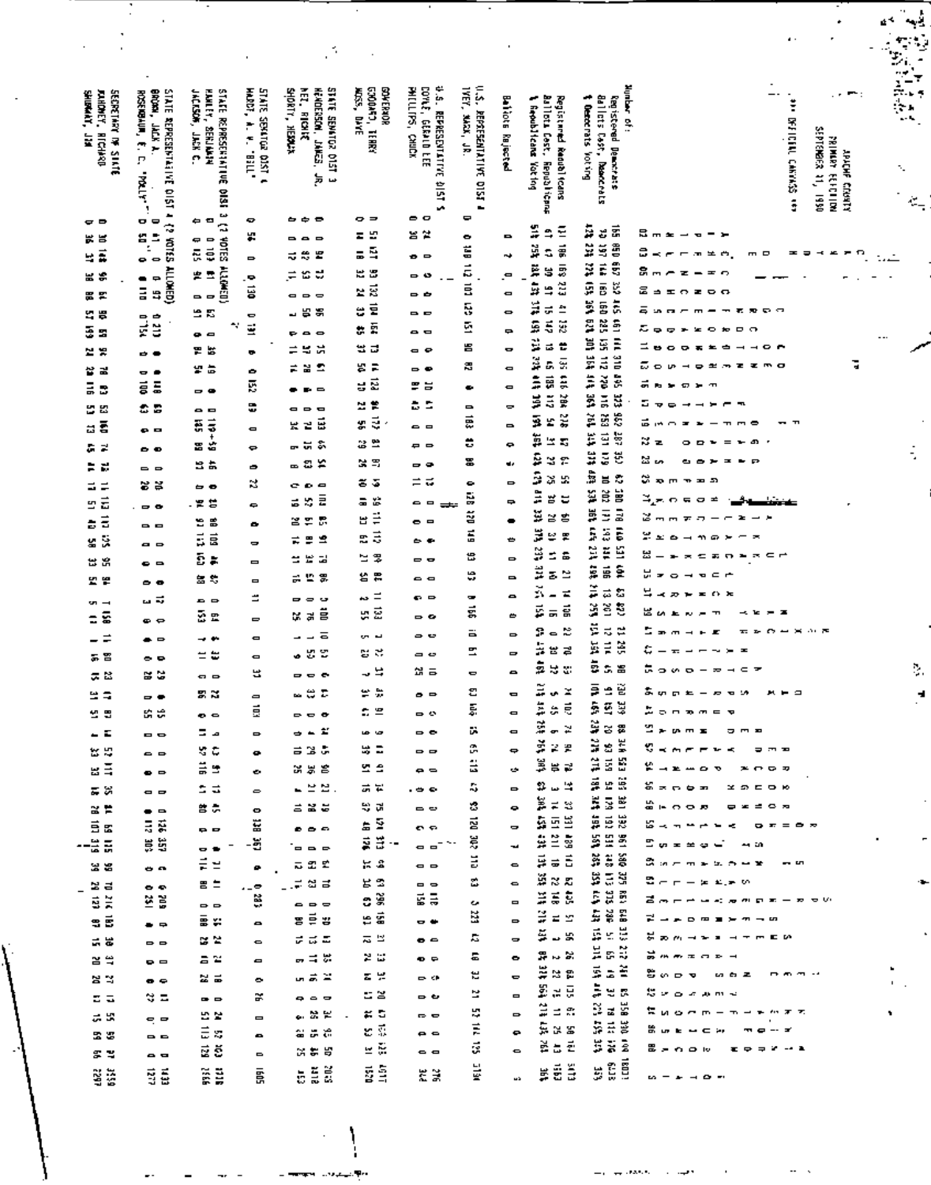APACHE COUNTY
PRIMARY ELECTION
SEPTEMBER 11, 1990

*** OFFICIAL CANVASS ***

Number of:
- Registered Democrats
- Ballots Cast, Democrats
- % Democrats Voting
- Registered Republicans
- Ballots Cast, Republicans
- % Republicans Voting

Ballots Rejected

U.S. REPRESENTATIVE DIST 4
- IVEY, MACK, JR.

U.S. REPRESENTATIVE DIST 5
- DOYLE, GERALD LEE
- PHILLIPS, CHUCK

GOVERNOR
- GODDARD, TERRY
- MOSS, DAVE

STATE SENATOR DIST 3
- HENDERSON, JAMES, JR.
- KEE, RICHIE
- SHORTY, HERMAN

STATE SENATOR DIST 4
- HARDT, A. V. "BILL"

STATE REPRESENTATIVE DIST 3 (2 VOTES ALLOWED)
- HANLEY, BENJAMIN
- JACKSON, JACK C.

STATE REPRESENTATIVE DIST 4 (2 VOTES ALLOWED)
- BROWN, JACK A.
- ROSENBAUM, E. C. "POLLY"

SECRETARY OF STATE
- MAHONEY, RICHARD
- SHUMWAY, JIM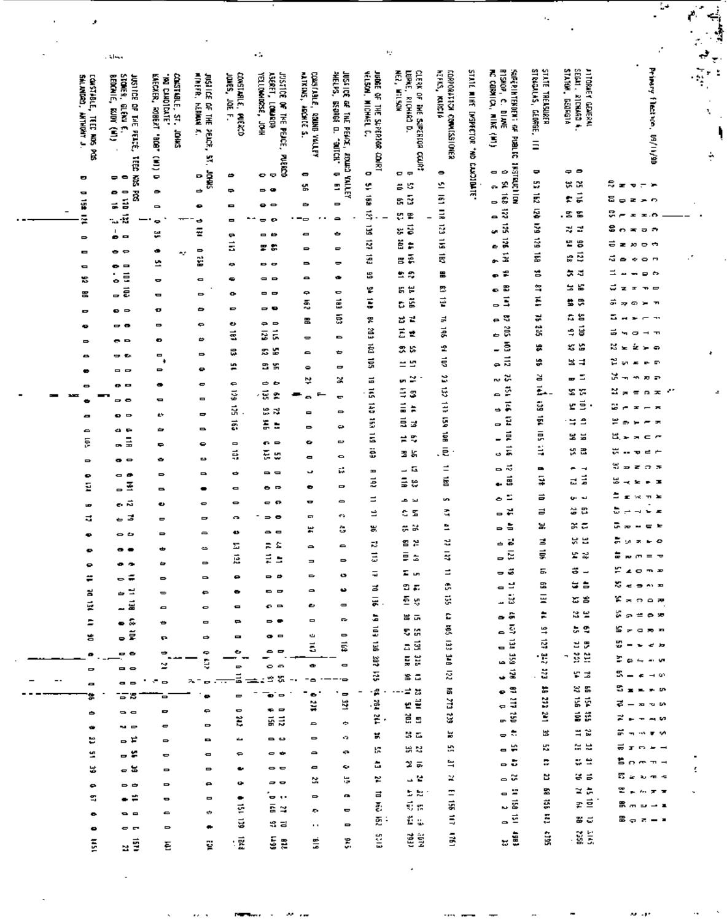Primary Election, 09/11/90

| Office / Candidate | Total |
| --- | --- |
| **ATTORNEY GENERAL** | |
| SEGAL, RICHARD A. | 3145 |
| STATON, GEORGIA | 2356 |
| **STATE TREASURER** | |
| STRAGALAS, GEORGE, III | 4795 |
| **SUPERINTENDENT OF PUBLIC INSTRUCTION** | |
| BISHOP, C. DIANE | 4983 |
| MC CORMICK, MIKE (WI) | 33 |
| **STATE MINE INSPECTOR *NO CANDIDATE*** | |
| **CORPORATION COMMISSIONER** | |
| WEEKS, MARCIA | 4761 |
| **CLERK OF THE SUPERIOR COURT** | |
| BURKE, RICHARD D. | 3074 |
| NEZ, WILSON | 2993 |
| **JUDGE OF THE SUPERIOR COURT** | |
| NELSON, MICHAEL C. | 5313 |
| **JUSTICE OF THE PEACE, ROUND VALLEY** | |
| PHELPS, GEORGE D. "DUTCH" | 945 |
| **CONSTABLE, ROUND VALLEY** | |
| WATKINS, ARCHIE S. | 619 |
| **JUSTICE OF THE PEACE, PUERCO** | |
| ASBERRY, LEONARD | 838 |
| YELLOWHORSE, JOHN | 1499 |
| **CONSTABLE, PUERCO** | |
| JONES, JOE F. | 1868 |
| **JUSTICE OF THE PEACE, ST. JOHNS** | |
| MINEER, HERMAN K. | 634 |
| **CONSTABLE, ST. JOHNS *NO CANDIDATE*** | |
| KAECKER, ROBERT "BOB" (WI) | 103 |
| **JUSTICE OF THE PEACE, TEEC NOS POS** | |
| STONER, GLENN E. | 1571 |
| BEDONIE, RUDY (WI) | 21 |
| **CONSTABLE, TEEC NOS POS** | |
| SALANGAO, ANTHONY J. | 1451 |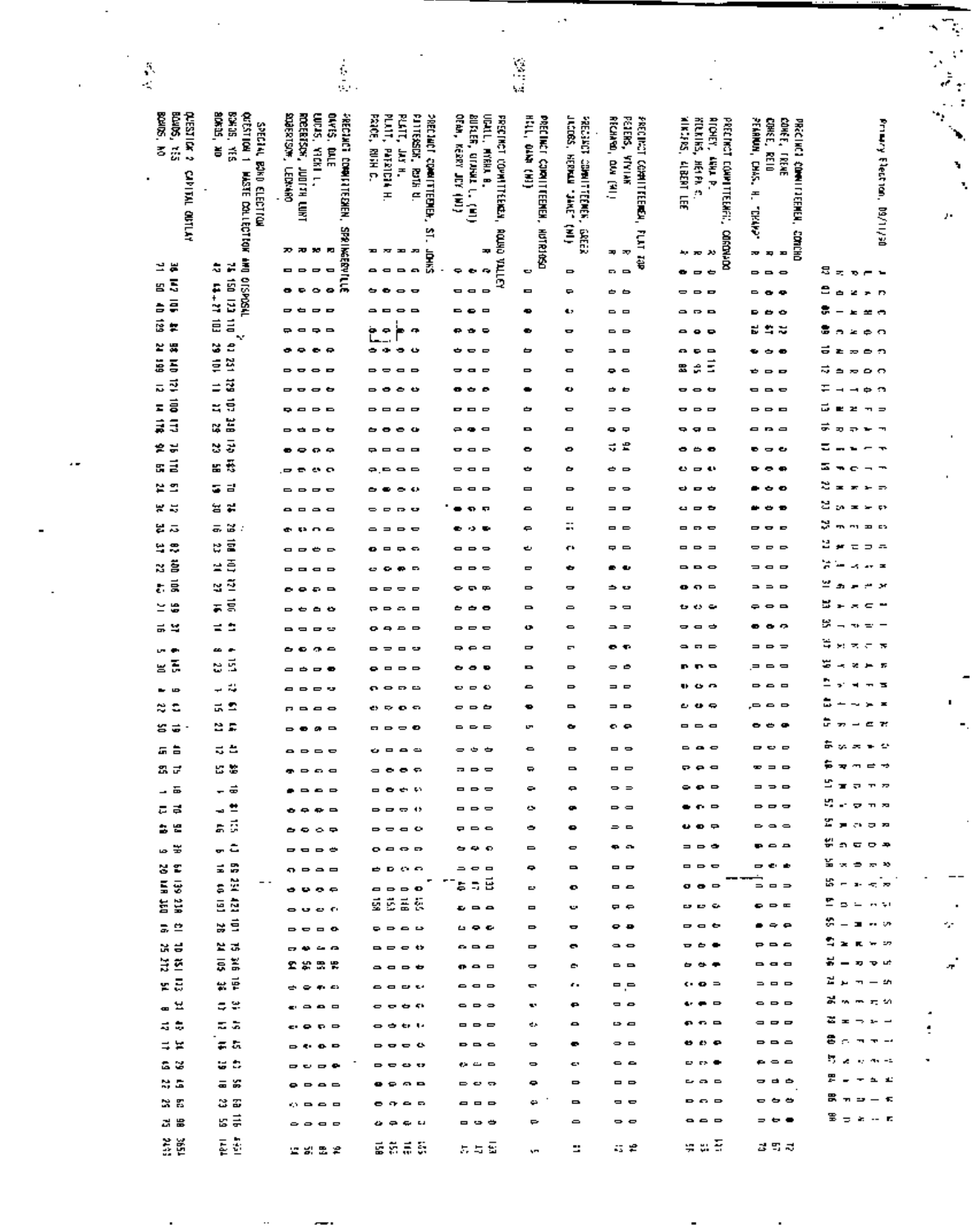# Primary Election, 09/11/90

## PRECINCT COMMITTEEMEN, CONCHO

- CONEE, IRENE — R
- CONEE, REID — R
- PEARSON, CHAS. H. "CHAK" — R

## PRECINCT COMMITTEEMEN, CORONADO

- RICHEY, ANNA P. — R
- WILKINS, HEYRA C. — R
- WILKINS, ALBERT LEE — R

## PRECINCT COMMITTEEMEN, FLAT TOP

- PETERS, VIVIAN — R
- RICHARD, DAN (WI) — R

## PRECINCT COMMITTEEMEN, GREER

- JACOBS, HERMAN "JAKE" (WI)

## PRECINCT COMMITTEEMEN, NUTRIOSO

- HILL, DARR (WI)

## PRECINCT COMMITTEEMEN, ROUND VALLEY

- UDALL, MYRNA B. — R
- BIRLER, GIANNA L. (WI) — R
- DEAN, KERRY JOY (WI)

## PRECINCT COMMITTEEMEN, ST. JOHNS

- PATTERSON, RUTH U. — R
- PLATT, JAY H. — R
- PLATT, PATRICIA H. — R
- PRICE, RUTH C. — R

## PRECINCT COMMITTEEMEN, SPRINGERVILLE

- DAVIS, DALE — R
- LUCAS, VICKI L. — R
- ROBERSON, JUDITH LUNT — R
- ROBERTSON, LEONARD — R

## SPECIAL BOND ELECTION

### QUESTION 1 WASTE COLLECTION AND DISPOSAL

- BONDS YES
- BONDS, NO

### QUESTION 2 CAPITAL OUTLAY

- BONDS YES
- BONDS, NO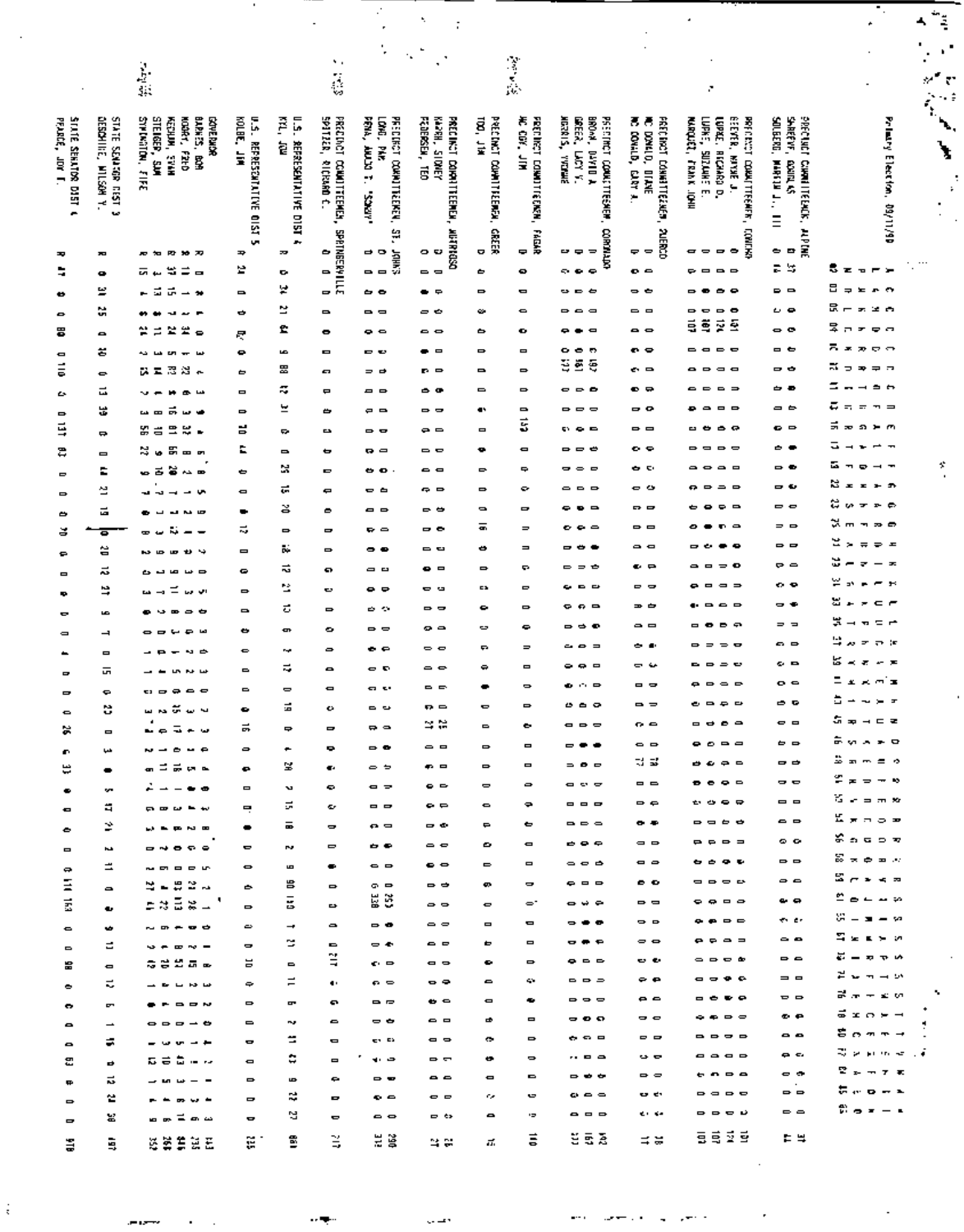# Primary Election, 09/11/90

| Race / Candidate | Total |
|---|---|
| **PRECINCT COMMITTEEMEN, ALPINE** | |
| SHREVE, DOUGLAS | 37 |
| SOLBERG, MARTIN J., III | 41 |
| **PRECINCT COMMITTEEMEN, CONCHO** | |
| EEEVER, WAYNE J. | 131 |
| LUPKE, RICHARD D. | 124 |
| LUPKE, SUZANNE E. | 107 |
| MARQUEZ, FRANK JOHN | 107 |
| **PRECINCT COMMITTEEMEN, QUERCO** | |
| MC DONALD, DIANE | 13 |
| MC DONALD, GARY A. | 11 |
| **PRECINCT COMMITTEEMEN, CORONADO** | |
| BROWN, DAVID A. | 182 |
| GREER, LACY V. | 163 |
| MORRIS, YVONNE | 133 |
| **PRECINCT COMMITTEEMEN, EAGAR** | |
| MC COY, JIM | 110 |
| **PRECINCT COMMITTEEMEN, GREER** | |
| TOO, JIM | 16 |
| **PRECINCT COMMITTEEMEN, NUTRIOSO** | |
| KARN, SIDNEY | 25 |
| PEDERSEN, TED | 21 |
| **PRECINCT COMMITTEEMEN, ST. JOHNS** | |
| LONG, PAK | 290 |
| PENA, AMADO T. "SCRAP" | 312 |
| **PRECINCT COMMITTEEMEN, SPRINGERVILLE** | |
| SPITZER, RICHARD C. | 217 |
| **U.S. REPRESENTATIVE DIST 4** | |
| KYL, JON | 661 |
| **U.S. REPRESENTATIVE DIST 5** | |
| KOLBE, JIM | 215 |
| **GOVERNOR** | |
| BARNES, BOB | 113 |
| HOBART, FRED | 135 |
| MECHAM, EVAN | 416 |
| STEIGER, SAM | 268 |
| SYMINGTON, FIFE | 352 |
| **STATE SENATOR DIST 3** | |
| DESCHINE, WILSON Y. | 497 |
| **STATE SENATOR DIST 4** | |
| PEARCE, JOY I. | 918 |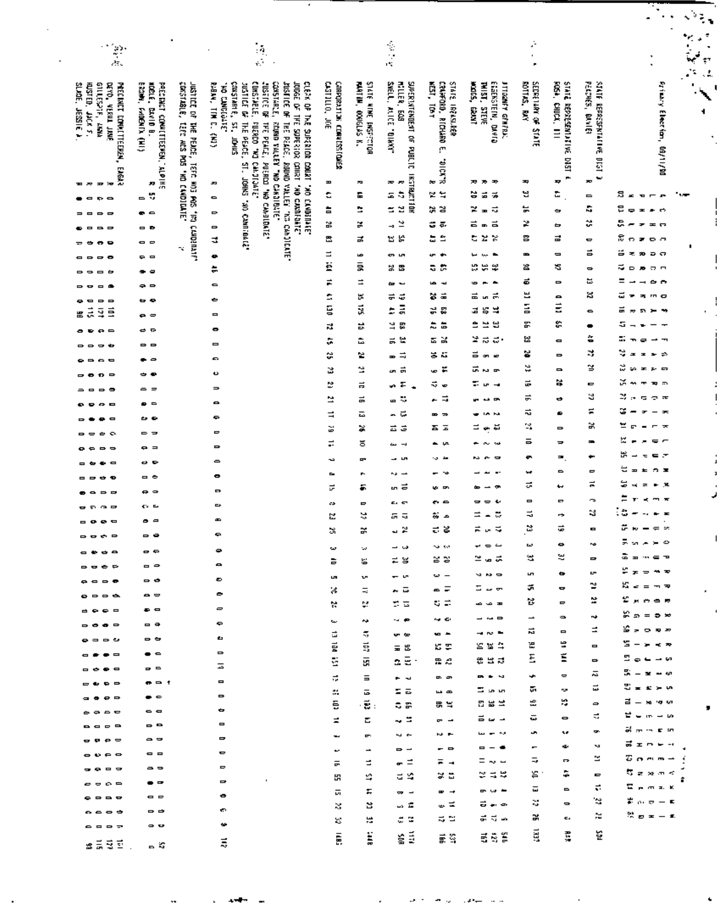Primary Election, 09/11/90

| Office / Candidate | Party | Total |
|---|---|---|
| **STATE REPRESENTATIVE DIST 3** | | |
| PEACHES, DANIEL | R | 504 |
| **STATE REPRESENTATIVE DIST 4** | | |
| ROSA, CHUCK III | R | 838 |
| **SECRETARY OF STATE** | | |
| ROTTAS, RAY | R | 1337 |
| **ATTORNEY GENERAL** | | |
| EIGENSTEIN, DAVID | R | 546 |
| TWIST, STEVE | R | 427 |
| WOODS, GRANT | R | 767 |
| **STATE TREASURER** | | |
| CRAWFORD, RICHARD E. "DICK" | R | 537 |
| WEST, TONY | R | 766 |
| **SUPERINTENDENT OF PUBLIC INSTRUCTION** | | |
| MILLER, BOB | R | 1171 |
| SNELL, ALICE "DIANE" | R | 508 |
| **STATE MINE INSPECTOR** | | |
| MARTIN, DOUGLAS K. | R | 1448 |
| **CORPORATION COMMISSIONER** | | |
| CASTILLO, JOE | R | 1483 |
| CLERK OF THE SUPERIOR COURT 'NO CANDIDATE' | | |
| JUDGE OF THE SUPERIOR COURT 'NO CANDIDATE' | | |
| JUSTICE OF THE PEACE, ROUND VALLEY 'NO CANDIDATE' | | |
| CONSTABLE, ROUND VALLEY 'NO CANDIDATE' | | |
| JUSTICE OF THE PEACE, PUERCO 'NO CANDIDATE' | | |
| CONSTABLE, PUERCO 'NO CANDIDATE' | | |
| JUSTICE OF THE PEACE, ST. JOHNS 'NO CANDIDATE' | | |
| CONSTABLE, ST. JOHNS | | |
| 'NO CANDIDATE' | | |
| RABAN, TIM C. (WI) | R | 112 |
| JUSTICE OF THE PEACE, TEEC NOS POS 'NO CANDIDATE' | | |
| CONSTABLE, TEEC NOS POS 'NO CANDIDATE' | | |
| **PRECINCT COMMITTEEMEN, ALPINE** | | |
| NOBLE, DAVID B. | R | 52 |
| BROWN, PHOENIX (WI) | R | |
| **PRECINCT COMMITTEEMEN, EAGAR** | | |
| DEYO, VERNA JANE | R | 151 |
| GILLESPIE, ANNA | R | 127 |
| HUSTED, JACK F. | R | 115 |
| SLADE, JESSIE A. | R | 93 |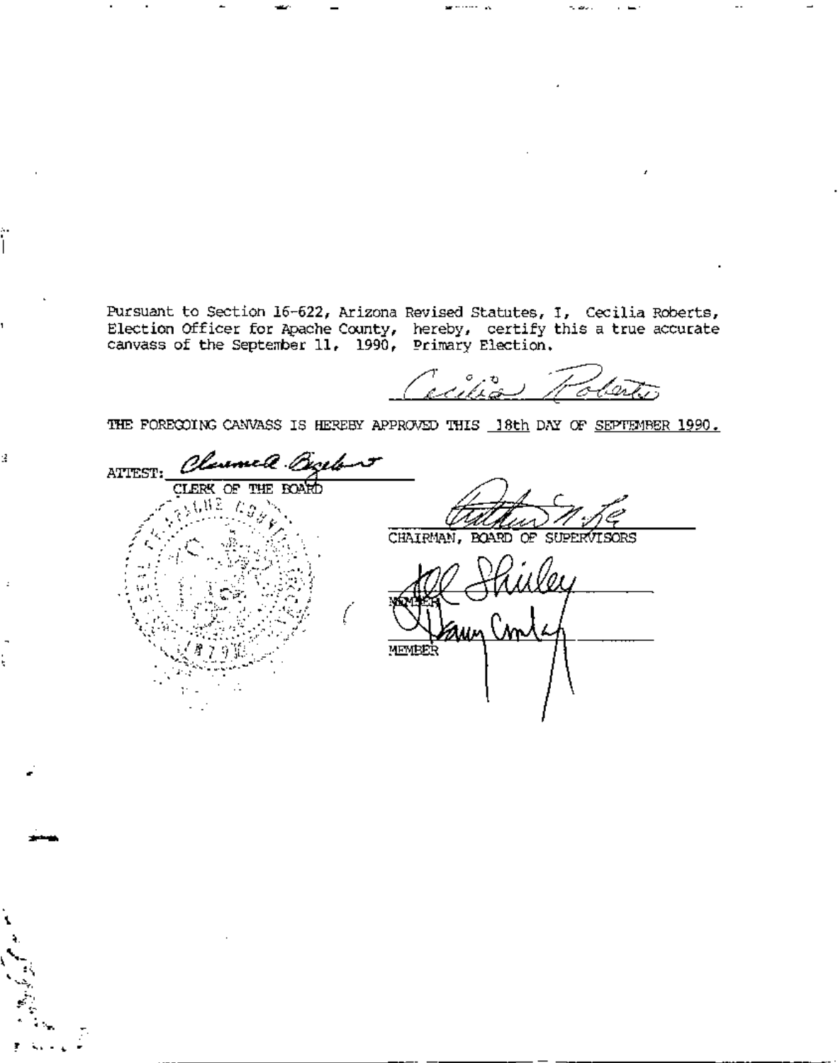Pursuant to Section 16-622, Arizona Revised Statutes, I, Cecilia Roberts, Election Officer for Apache County, hereby, certify this a true accurate canvass of the September 11, 1990, Primary Election.

Cecilia Roberts

THE FOREGOING CANVASS IS HEREBY APPROVED THIS 18th DAY OF SEPTEMBER 1990.

ATTEST: Clarence Bigelow
CLERK OF THE BOARD

CHAIRMAN, BOARD OF SUPERVISORS

Joe Shirley
MEMBER

MEMBER